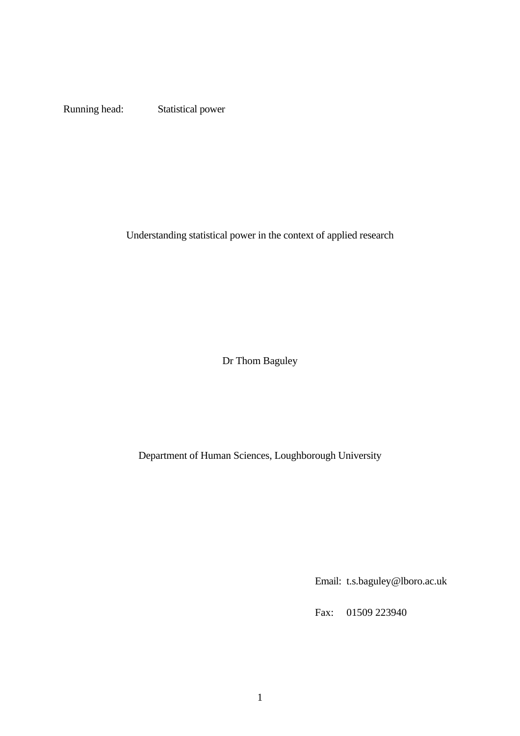Running head: Statistical power

# Understanding statistical power in the context of applied research

Dr Thom Baguley

Department of Human Sciences, Loughborough University

Email: t.s.baguley@lboro.ac.uk

Fax: 01509 223940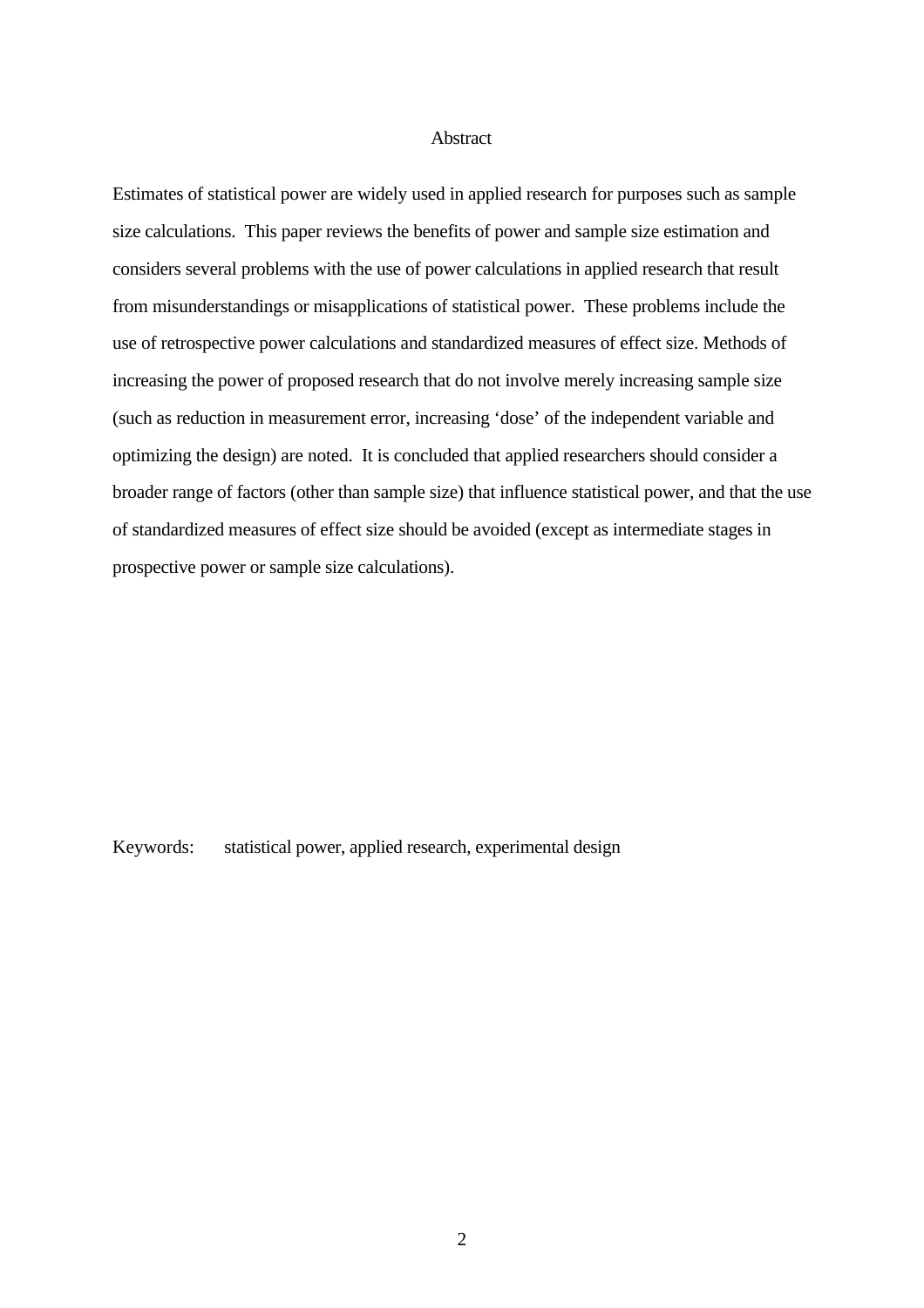# Abstract

Estimates of statistical power are widely used in applied research for purposes such as sample size calculations. This paper reviews the benefits of power and sample size estimation and considers several problems with the use of power calculations in applied research that result from misunderstandings or misapplications of statistical power. These problems include the use of retrospective power calculations and standardized measures of effect size. Methods of increasing the power of proposed research that do not involve merely increasing sample size (such as reduction in measurement error, increasing 'dose' of the independent variable and optimizing the design) are noted. It is concluded that applied researchers should consider a broader range of factors (other than sample size) that influence statistical power, and that the use of standardized measures of effect size should be avoided (except as intermediate stages in prospective power or sample size calculations).

Keywords: statistical power, applied research, experimental design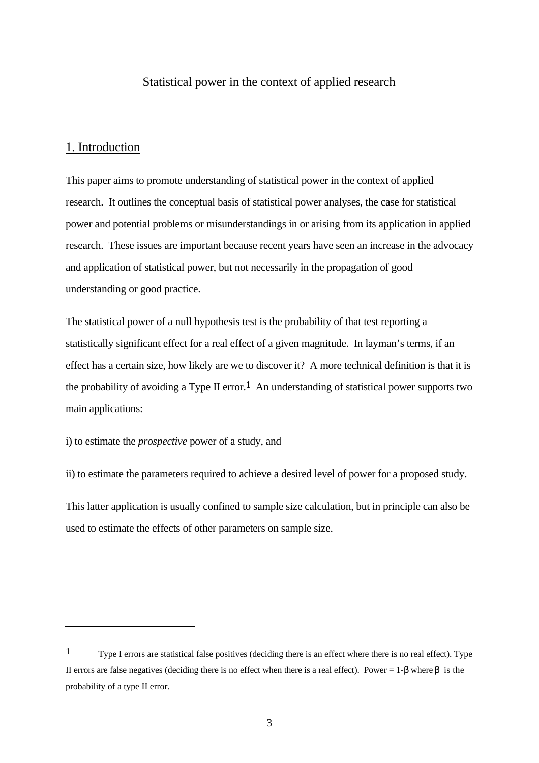# Statistical power in the context of applied research

## 1. Introduction

This paper aims to promote understanding of statistical power in the context of applied research. It outlines the conceptual basis of statistical power analyses, the case for statistical power and potential problems or misunderstandings in or arising from its application in applied research. These issues are important because recent years have seen an increase in the advocacy and application of statistical power, but not necessarily in the propagation of good understanding or good practice.

The statistical power of a null hypothesis test is the probability of that test reporting a statistically significant effect for a real effect of a given magnitude. In layman's terms, if an effect has a certain size, how likely are we to discover it? A more technical definition is that it is the probability of avoiding a Type II error.[1] An understanding of statistical power supports two main applications:

i) to estimate the *prospective* power of a study, and

ii) to estimate the parameters required to achieve a desired level of power for a proposed study.

This latter application is usually confined to sample size calculation, but in principle can also be used to estimate the effects of other parameters on sample size.

---

[1] Type I errors are statistical false positives (deciding there is an effect where there is no real effect). Type II errors are false negatives (deciding there is no effect when there is a real effect). Power = $1-\beta$ where $\beta$ is the probability of a type II error.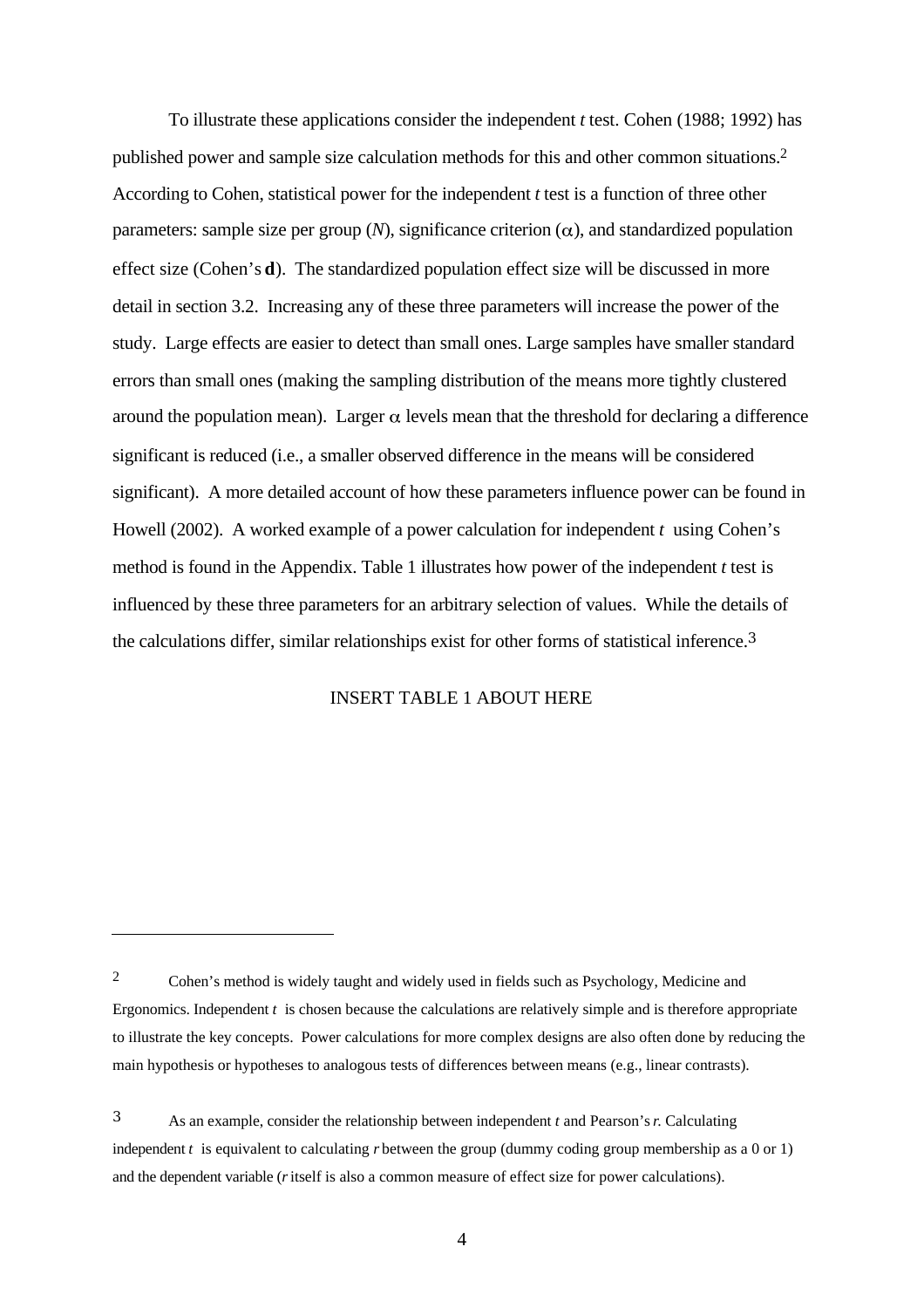To illustrate these applications consider the independent *t* test. Cohen (1988; 1992) has published power and sample size calculation methods for this and other common situations.[2] According to Cohen, statistical power for the independent *t* test is a function of three other parameters: sample size per group (*N*), significance criterion ($\alpha$), and standardized population effect size (Cohen's **d**). The standardized population effect size will be discussed in more detail in section 3.2. Increasing any of these three parameters will increase the power of the study. Large effects are easier to detect than small ones. Large samples have smaller standard errors than small ones (making the sampling distribution of the means more tightly clustered around the population mean). Larger $\alpha$ levels mean that the threshold for declaring a difference significant is reduced (i.e., a smaller observed difference in the means will be considered significant). A more detailed account of how these parameters influence power can be found in Howell (2002). A worked example of a power calculation for independent *t* using Cohen's method is found in the Appendix. Table 1 illustrates how power of the independent *t* test is influenced by these three parameters for an arbitrary selection of values. While the details of the calculations differ, similar relationships exist for other forms of statistical inference.[3]

INSERT TABLE 1 ABOUT HERE

---

[2] Cohen's method is widely taught and widely used in fields such as Psychology, Medicine and Ergonomics. Independent *t* is chosen because the calculations are relatively simple and is therefore appropriate to illustrate the key concepts. Power calculations for more complex designs are also often done by reducing the main hypothesis or hypotheses to analogous tests of differences between means (e.g., linear contrasts).

[3] As an example, consider the relationship between independent *t* and Pearson's *r.* Calculating independent *t* is equivalent to calculating *r* between the group (dummy coding group membership as a 0 or 1) and the dependent variable (*r* itself is also a common measure of effect size for power calculations).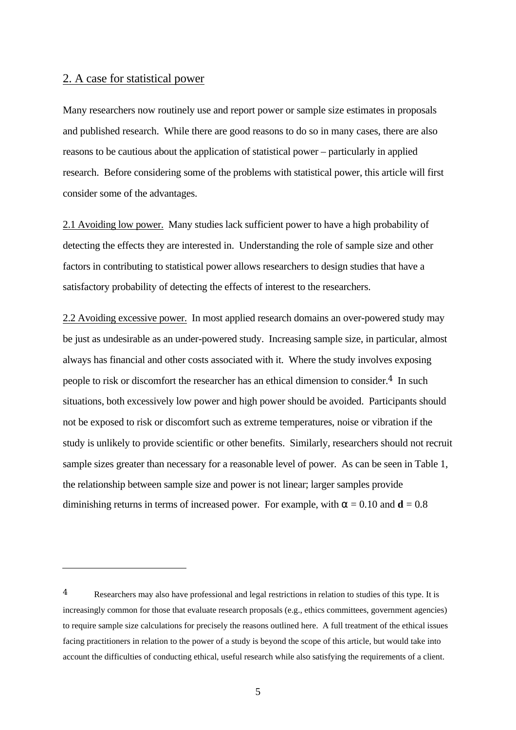## 2. A case for statistical power

Many researchers now routinely use and report power or sample size estimates in proposals and published research. While there are good reasons to do so in many cases, there are also reasons to be cautious about the application of statistical power – particularly in applied research. Before considering some of the problems with statistical power, this article will first consider some of the advantages.

2.1 Avoiding low power. Many studies lack sufficient power to have a high probability of detecting the effects they are interested in. Understanding the role of sample size and other factors in contributing to statistical power allows researchers to design studies that have a satisfactory probability of detecting the effects of interest to the researchers.

2.2 Avoiding excessive power. In most applied research domains an over-powered study may be just as undesirable as an under-powered study. Increasing sample size, in particular, almost always has financial and other costs associated with it. Where the study involves exposing people to risk or discomfort the researcher has an ethical dimension to consider.[4] In such situations, both excessively low power and high power should be avoided. Participants should not be exposed to risk or discomfort such as extreme temperatures, noise or vibration if the study is unlikely to provide scientific or other benefits. Similarly, researchers should not recruit sample sizes greater than necessary for a reasonable level of power. As can be seen in Table 1, the relationship between sample size and power is not linear; larger samples provide diminishing returns in terms of increased power. For example, with $\alpha = 0.10$ and $\mathbf{d} = 0.8$

---

[4] Researchers may also have professional and legal restrictions in relation to studies of this type. It is increasingly common for those that evaluate research proposals (e.g., ethics committees, government agencies) to require sample size calculations for precisely the reasons outlined here. A full treatment of the ethical issues facing practitioners in relation to the power of a study is beyond the scope of this article, but would take into account the difficulties of conducting ethical, useful research while also satisfying the requirements of a client.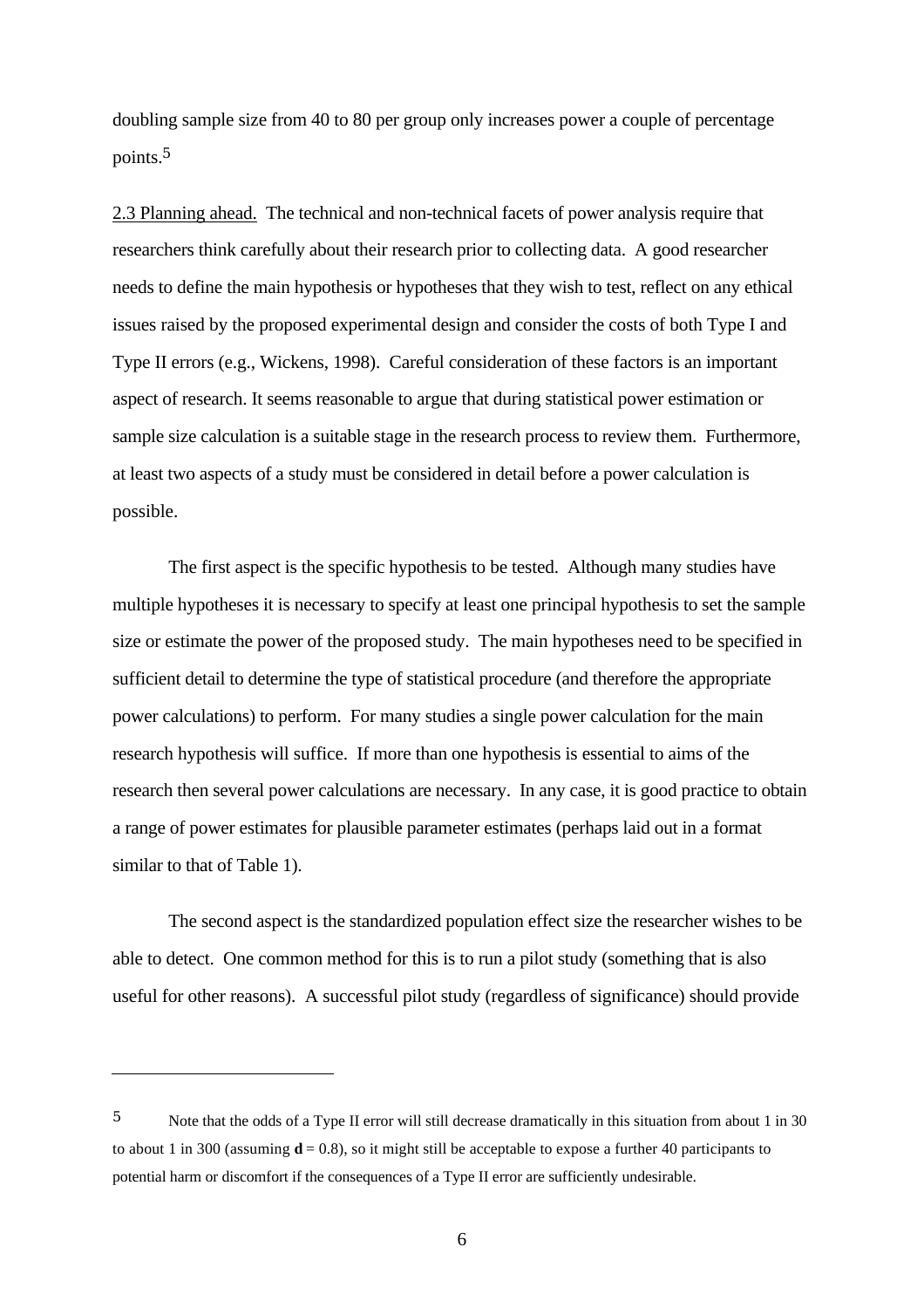doubling sample size from 40 to 80 per group only increases power a couple of percentage points.[5]

2.3 Planning ahead. The technical and non-technical facets of power analysis require that researchers think carefully about their research prior to collecting data. A good researcher needs to define the main hypothesis or hypotheses that they wish to test, reflect on any ethical issues raised by the proposed experimental design and consider the costs of both Type I and Type II errors (e.g., Wickens, 1998). Careful consideration of these factors is an important aspect of research. It seems reasonable to argue that during statistical power estimation or sample size calculation is a suitable stage in the research process to review them. Furthermore, at least two aspects of a study must be considered in detail before a power calculation is possible.

The first aspect is the specific hypothesis to be tested. Although many studies have multiple hypotheses it is necessary to specify at least one principal hypothesis to set the sample size or estimate the power of the proposed study. The main hypotheses need to be specified in sufficient detail to determine the type of statistical procedure (and therefore the appropriate power calculations) to perform. For many studies a single power calculation for the main research hypothesis will suffice. If more than one hypothesis is essential to aims of the research then several power calculations are necessary. In any case, it is good practice to obtain a range of power estimates for plausible parameter estimates (perhaps laid out in a format similar to that of Table 1).

The second aspect is the standardized population effect size the researcher wishes to be able to detect. One common method for this is to run a pilot study (something that is also useful for other reasons). A successful pilot study (regardless of significance) should provide

---

[5] Note that the odds of a Type II error will still decrease dramatically in this situation from about 1 in 30 to about 1 in 300 (assuming $\mathbf{d} = 0.8$), so it might still be acceptable to expose a further 40 participants to potential harm or discomfort if the consequences of a Type II error are sufficiently undesirable.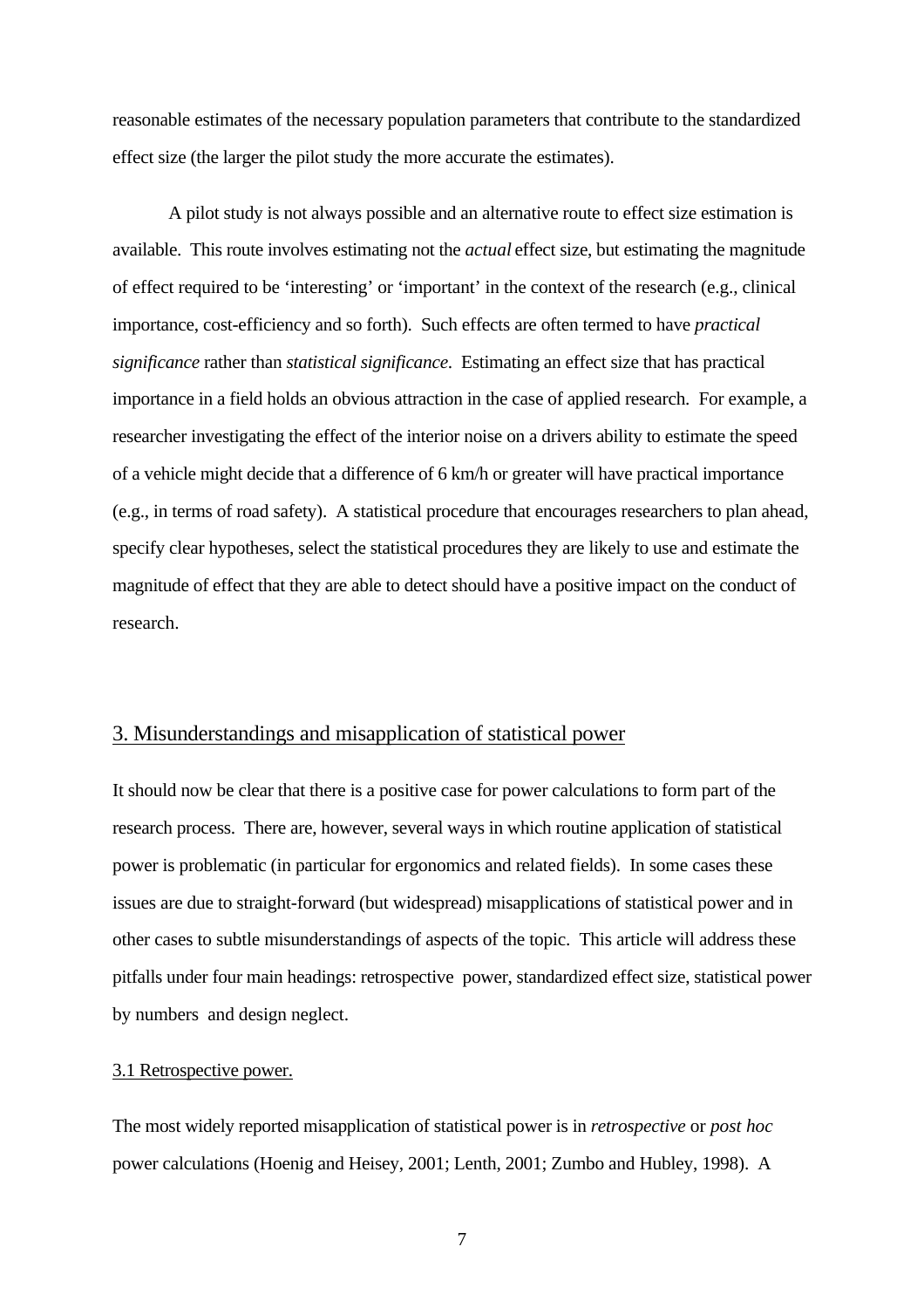reasonable estimates of the necessary population parameters that contribute to the standardized effect size (the larger the pilot study the more accurate the estimates).

A pilot study is not always possible and an alternative route to effect size estimation is available. This route involves estimating not the *actual* effect size, but estimating the magnitude of effect required to be 'interesting' or 'important' in the context of the research (e.g., clinical importance, cost-efficiency and so forth). Such effects are often termed to have *practical significance* rather than *statistical significance*. Estimating an effect size that has practical importance in a field holds an obvious attraction in the case of applied research. For example, a researcher investigating the effect of the interior noise on a drivers ability to estimate the speed of a vehicle might decide that a difference of 6 km/h or greater will have practical importance (e.g., in terms of road safety). A statistical procedure that encourages researchers to plan ahead, specify clear hypotheses, select the statistical procedures they are likely to use and estimate the magnitude of effect that they are able to detect should have a positive impact on the conduct of research.

## 3. Misunderstandings and misapplication of statistical power

It should now be clear that there is a positive case for power calculations to form part of the research process. There are, however, several ways in which routine application of statistical power is problematic (in particular for ergonomics and related fields). In some cases these issues are due to straight-forward (but widespread) misapplications of statistical power and in other cases to subtle misunderstandings of aspects of the topic. This article will address these pitfalls under four main headings: retrospective power, standardized effect size, statistical power by numbers and design neglect.

### 3.1 Retrospective power.

The most widely reported misapplication of statistical power is in *retrospective* or *post hoc* power calculations (Hoenig and Heisey, 2001; Lenth, 2001; Zumbo and Hubley, 1998). A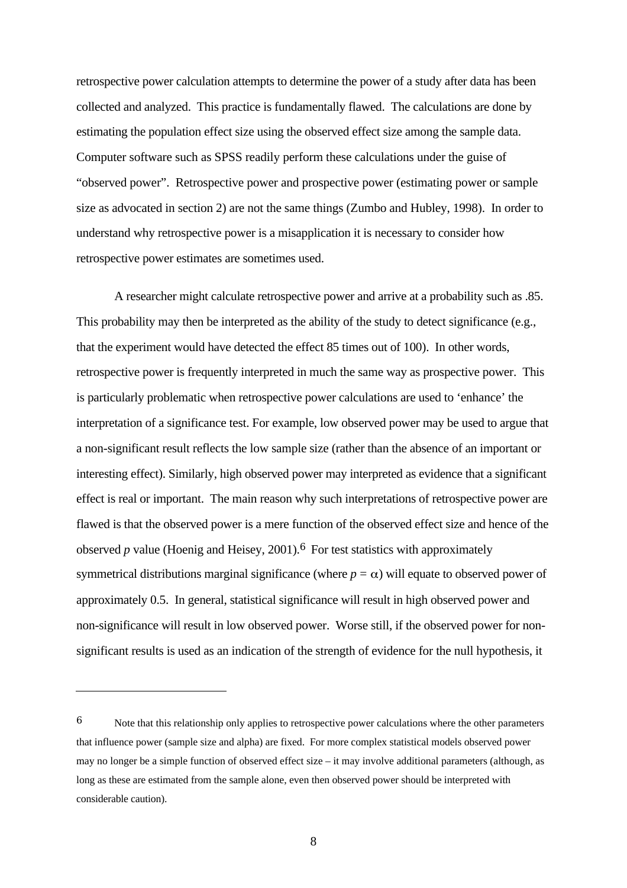retrospective power calculation attempts to determine the power of a study after data has been collected and analyzed. This practice is fundamentally flawed. The calculations are done by estimating the population effect size using the observed effect size among the sample data. Computer software such as SPSS readily perform these calculations under the guise of “observed power”. Retrospective power and prospective power (estimating power or sample size as advocated in section 2) are not the same things (Zumbo and Hubley, 1998). In order to understand why retrospective power is a misapplication it is necessary to consider how retrospective power estimates are sometimes used.

A researcher might calculate retrospective power and arrive at a probability such as .85. This probability may then be interpreted as the ability of the study to detect significance (e.g., that the experiment would have detected the effect 85 times out of 100). In other words, retrospective power is frequently interpreted in much the same way as prospective power. This is particularly problematic when retrospective power calculations are used to ‘enhance’ the interpretation of a significance test. For example, low observed power may be used to argue that a non-significant result reflects the low sample size (rather than the absence of an important or interesting effect). Similarly, high observed power may interpreted as evidence that a significant effect is real or important. The main reason why such interpretations of retrospective power are flawed is that the observed power is a mere function of the observed effect size and hence of the observed *p* value (Hoenig and Heisey, 2001).[6] For test statistics with approximately symmetrical distributions marginal significance (where $p = \alpha$) will equate to observed power of approximately 0.5. In general, statistical significance will result in high observed power and non-significance will result in low observed power. Worse still, if the observed power for non-significant results is used as an indication of the strength of evidence for the null hypothesis, it

---

6 Note that this relationship only applies to retrospective power calculations where the other parameters that influence power (sample size and alpha) are fixed. For more complex statistical models observed power may no longer be a simple function of observed effect size – it may involve additional parameters (although, as long as these are estimated from the sample alone, even then observed power should be interpreted with considerable caution).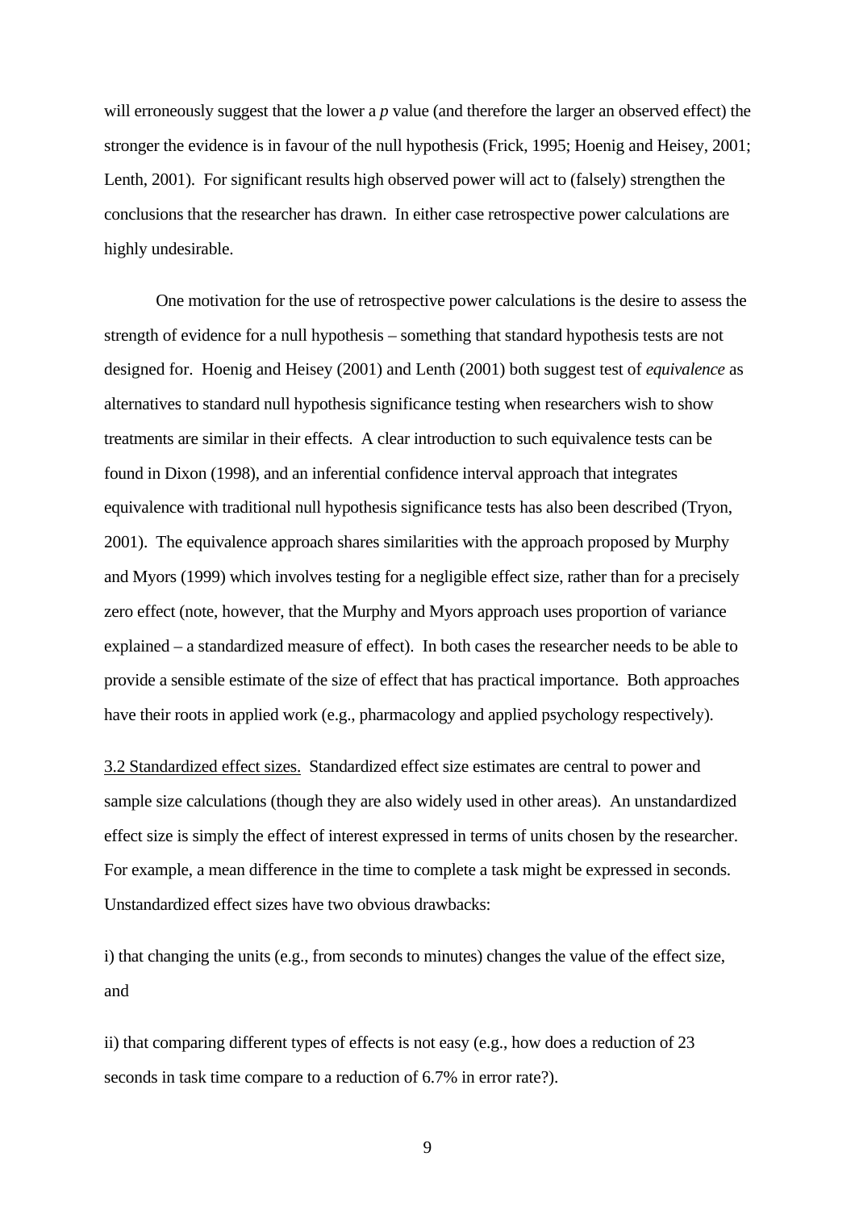will erroneously suggest that the lower a *p* value (and therefore the larger an observed effect) the stronger the evidence is in favour of the null hypothesis (Frick, 1995; Hoenig and Heisey, 2001; Lenth, 2001). For significant results high observed power will act to (falsely) strengthen the conclusions that the researcher has drawn. In either case retrospective power calculations are highly undesirable.

One motivation for the use of retrospective power calculations is the desire to assess the strength of evidence for a null hypothesis – something that standard hypothesis tests are not designed for. Hoenig and Heisey (2001) and Lenth (2001) both suggest test of *equivalence* as alternatives to standard null hypothesis significance testing when researchers wish to show treatments are similar in their effects. A clear introduction to such equivalence tests can be found in Dixon (1998), and an inferential confidence interval approach that integrates equivalence with traditional null hypothesis significance tests has also been described (Tryon, 2001). The equivalence approach shares similarities with the approach proposed by Murphy and Myors (1999) which involves testing for a negligible effect size, rather than for a precisely zero effect (note, however, that the Murphy and Myors approach uses proportion of variance explained – a standardized measure of effect). In both cases the researcher needs to be able to provide a sensible estimate of the size of effect that has practical importance. Both approaches have their roots in applied work (e.g., pharmacology and applied psychology respectively).

3.2 Standardized effect sizes. Standardized effect size estimates are central to power and sample size calculations (though they are also widely used in other areas). An unstandardized effect size is simply the effect of interest expressed in terms of units chosen by the researcher. For example, a mean difference in the time to complete a task might be expressed in seconds. Unstandardized effect sizes have two obvious drawbacks:

i) that changing the units (e.g., from seconds to minutes) changes the value of the effect size, and

ii) that comparing different types of effects is not easy (e.g., how does a reduction of 23 seconds in task time compare to a reduction of 6.7% in error rate?).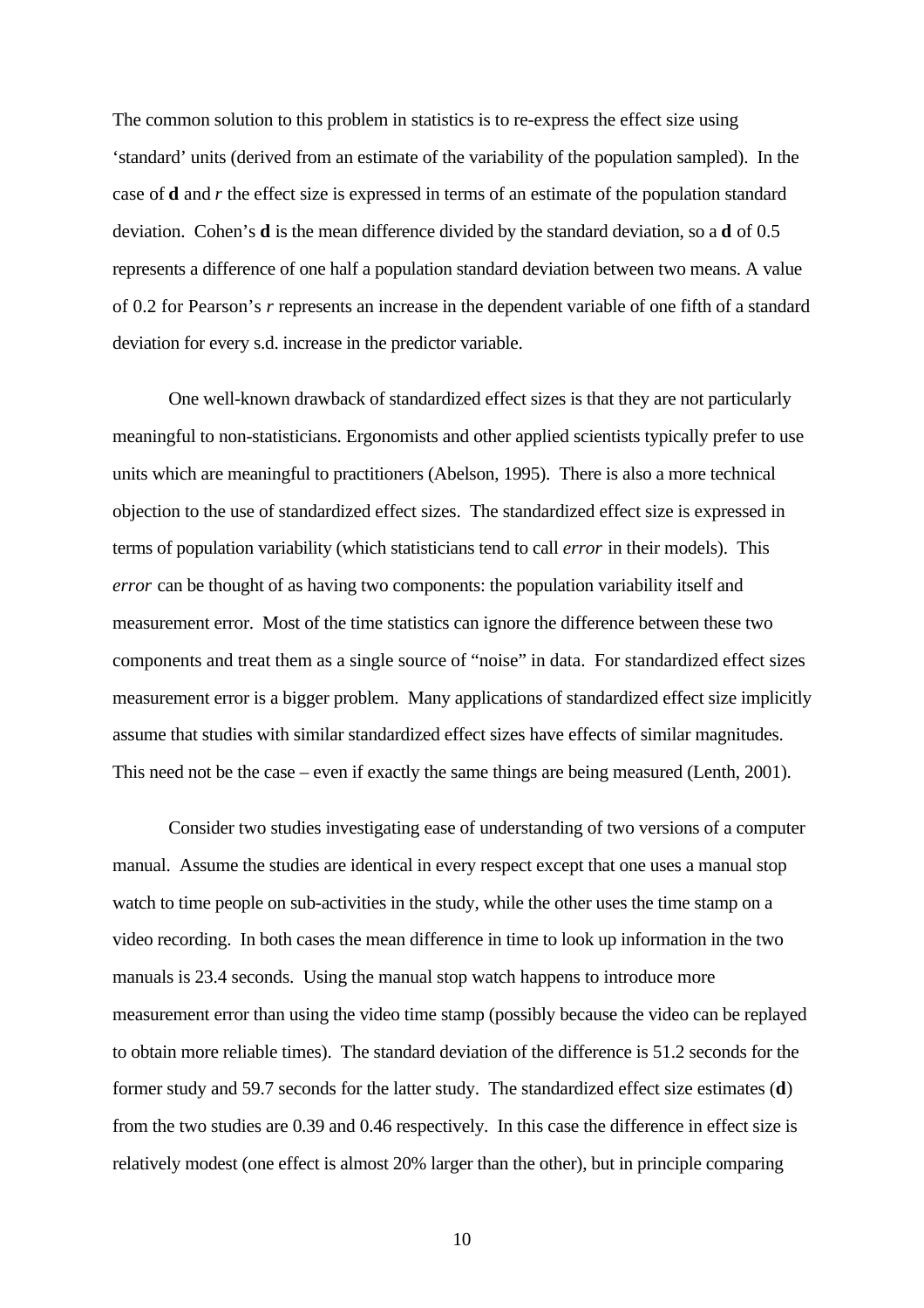The common solution to this problem in statistics is to re-express the effect size using 'standard' units (derived from an estimate of the variability of the population sampled). In the case of **d** and *r* the effect size is expressed in terms of an estimate of the population standard deviation. Cohen's **d** is the mean difference divided by the standard deviation, so a **d** of 0.5 represents a difference of one half a population standard deviation between two means. A value of 0.2 for Pearson's *r* represents an increase in the dependent variable of one fifth of a standard deviation for every s.d. increase in the predictor variable.

One well-known drawback of standardized effect sizes is that they are not particularly meaningful to non-statisticians. Ergonomists and other applied scientists typically prefer to use units which are meaningful to practitioners (Abelson, 1995). There is also a more technical objection to the use of standardized effect sizes. The standardized effect size is expressed in terms of population variability (which statisticians tend to call *error* in their models). This *error* can be thought of as having two components: the population variability itself and measurement error. Most of the time statistics can ignore the difference between these two components and treat them as a single source of "noise" in data. For standardized effect sizes measurement error is a bigger problem. Many applications of standardized effect size implicitly assume that studies with similar standardized effect sizes have effects of similar magnitudes. This need not be the case – even if exactly the same things are being measured (Lenth, 2001).

Consider two studies investigating ease of understanding of two versions of a computer manual. Assume the studies are identical in every respect except that one uses a manual stop watch to time people on sub-activities in the study, while the other uses the time stamp on a video recording. In both cases the mean difference in time to look up information in the two manuals is 23.4 seconds. Using the manual stop watch happens to introduce more measurement error than using the video time stamp (possibly because the video can be replayed to obtain more reliable times). The standard deviation of the difference is 51.2 seconds for the former study and 59.7 seconds for the latter study. The standardized effect size estimates (**d**) from the two studies are 0.39 and 0.46 respectively. In this case the difference in effect size is relatively modest (one effect is almost 20% larger than the other), but in principle comparing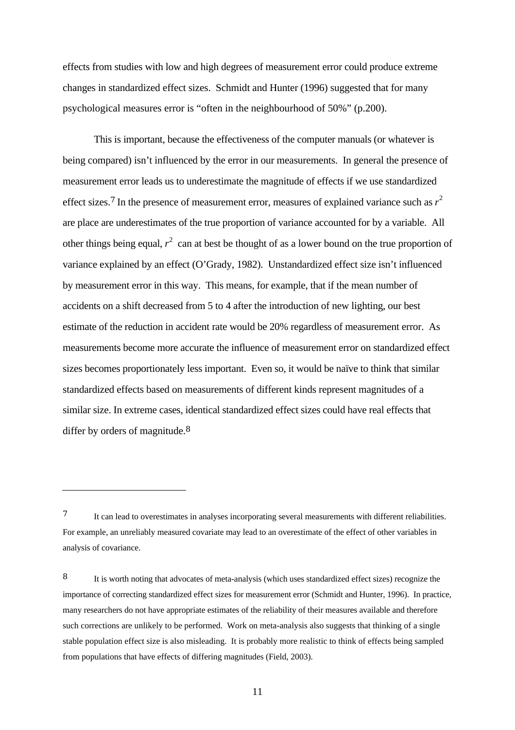effects from studies with low and high degrees of measurement error could produce extreme changes in standardized effect sizes. Schmidt and Hunter (1996) suggested that for many psychological measures error is “often in the neighbourhood of 50%” (p.200).

This is important, because the effectiveness of the computer manuals (or whatever is being compared) isn’t influenced by the error in our measurements. In general the presence of measurement error leads us to underestimate the magnitude of effects if we use standardized effect sizes.[7] In the presence of measurement error, measures of explained variance such as $r^2$ are place are underestimates of the true proportion of variance accounted for by a variable. All other things being equal, $r^2$ can at best be thought of as a lower bound on the true proportion of variance explained by an effect (O’Grady, 1982). Unstandardized effect size isn’t influenced by measurement error in this way. This means, for example, that if the mean number of accidents on a shift decreased from 5 to 4 after the introduction of new lighting, our best estimate of the reduction in accident rate would be 20% regardless of measurement error. As measurements become more accurate the influence of measurement error on standardized effect sizes becomes proportionately less important. Even so, it would be naïve to think that similar standardized effects based on measurements of different kinds represent magnitudes of a similar size. In extreme cases, identical standardized effect sizes could have real effects that differ by orders of magnitude.[8]

---

[7] It can lead to overestimates in analyses incorporating several measurements with different reliabilities. For example, an unreliably measured covariate may lead to an overestimate of the effect of other variables in analysis of covariance.

[8] It is worth noting that advocates of meta-analysis (which uses standardized effect sizes) recognize the importance of correcting standardized effect sizes for measurement error (Schmidt and Hunter, 1996). In practice, many researchers do not have appropriate estimates of the reliability of their measures available and therefore such corrections are unlikely to be performed. Work on meta-analysis also suggests that thinking of a single stable population effect size is also misleading. It is probably more realistic to think of effects being sampled from populations that have effects of differing magnitudes (Field, 2003).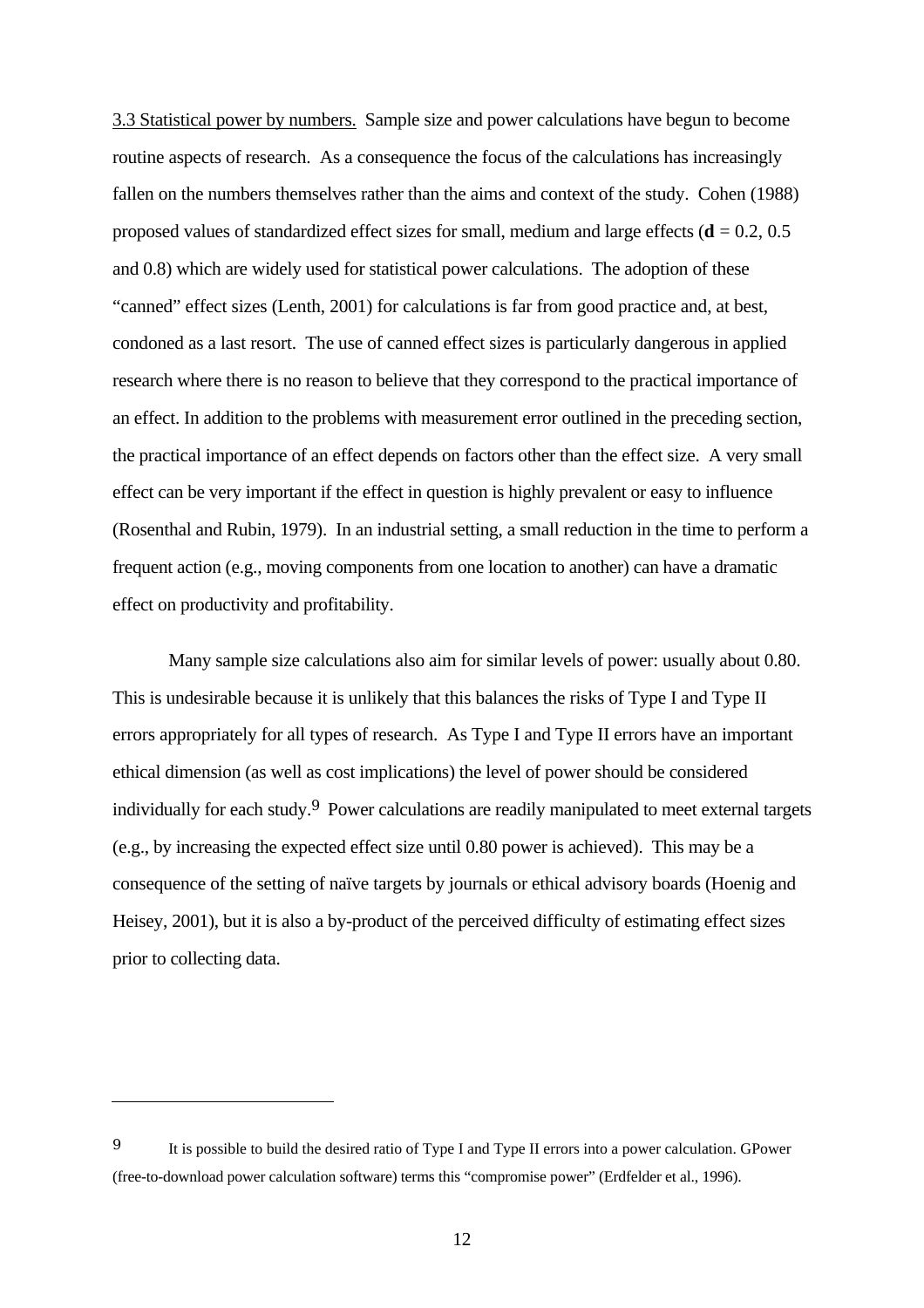3.3 Statistical power by numbers. Sample size and power calculations have begun to become routine aspects of research. As a consequence the focus of the calculations has increasingly fallen on the numbers themselves rather than the aims and context of the study. Cohen (1988) proposed values of standardized effect sizes for small, medium and large effects (**d** = 0.2, 0.5 and 0.8) which are widely used for statistical power calculations. The adoption of these "canned" effect sizes (Lenth, 2001) for calculations is far from good practice and, at best, condoned as a last resort. The use of canned effect sizes is particularly dangerous in applied research where there is no reason to believe that they correspond to the practical importance of an effect. In addition to the problems with measurement error outlined in the preceding section, the practical importance of an effect depends on factors other than the effect size. A very small effect can be very important if the effect in question is highly prevalent or easy to influence (Rosenthal and Rubin, 1979). In an industrial setting, a small reduction in the time to perform a frequent action (e.g., moving components from one location to another) can have a dramatic effect on productivity and profitability.

Many sample size calculations also aim for similar levels of power: usually about 0.80. This is undesirable because it is unlikely that this balances the risks of Type I and Type II errors appropriately for all types of research. As Type I and Type II errors have an important ethical dimension (as well as cost implications) the level of power should be considered individually for each study.[9] Power calculations are readily manipulated to meet external targets (e.g., by increasing the expected effect size until 0.80 power is achieved). This may be a consequence of the setting of naïve targets by journals or ethical advisory boards (Hoenig and Heisey, 2001), but it is also a by-product of the perceived difficulty of estimating effect sizes prior to collecting data.

---

[9] It is possible to build the desired ratio of Type I and Type II errors into a power calculation. GPower (free-to-download power calculation software) terms this "compromise power" (Erdfelder et al., 1996).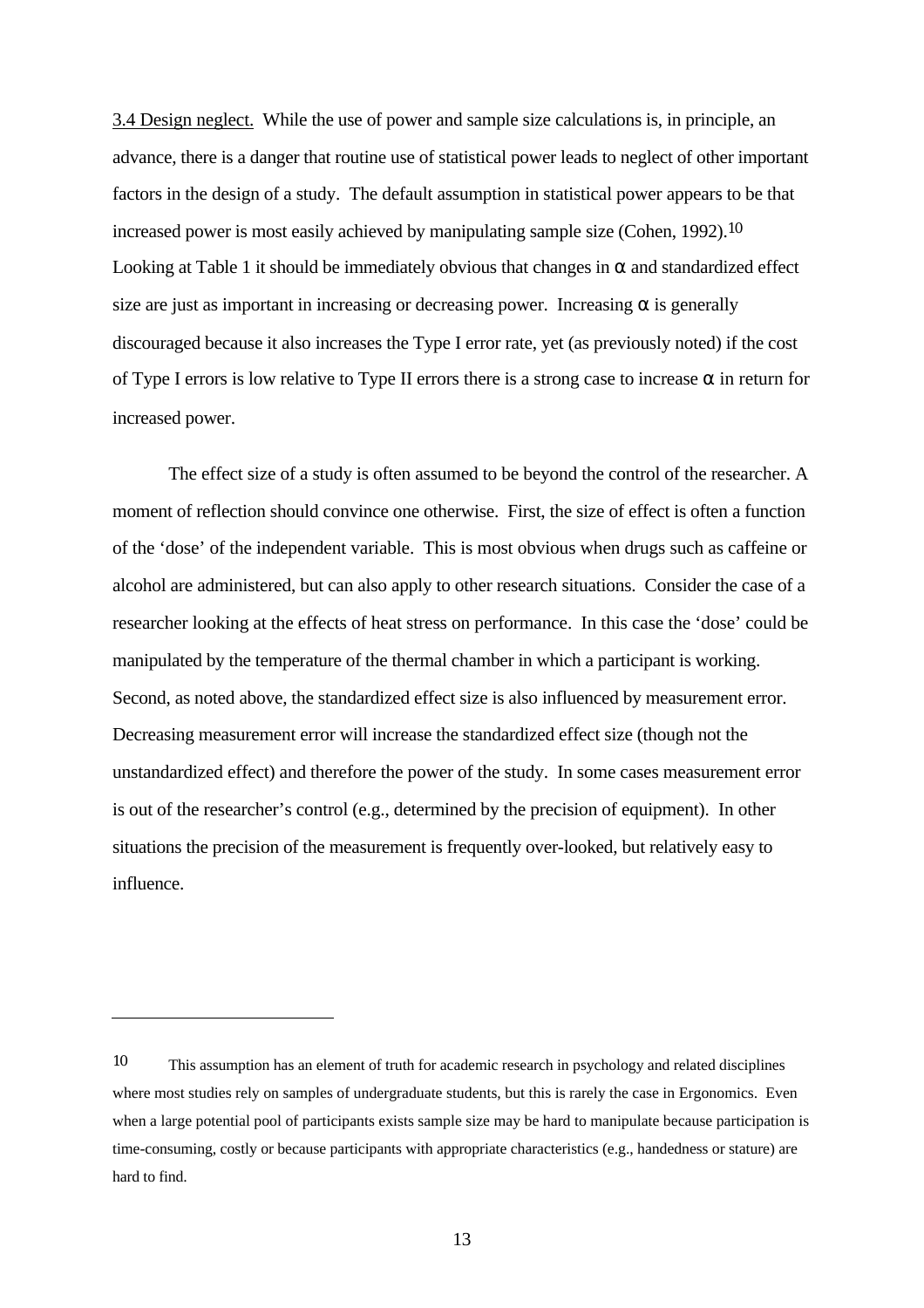3.4 Design neglect. While the use of power and sample size calculations is, in principle, an advance, there is a danger that routine use of statistical power leads to neglect of other important factors in the design of a study. The default assumption in statistical power appears to be that increased power is most easily achieved by manipulating sample size (Cohen, 1992).[10] Looking at Table 1 it should be immediately obvious that changes in $\alpha$ and standardized effect size are just as important in increasing or decreasing power. Increasing $\alpha$ is generally discouraged because it also increases the Type I error rate, yet (as previously noted) if the cost of Type I errors is low relative to Type II errors there is a strong case to increase $\alpha$ in return for increased power.

The effect size of a study is often assumed to be beyond the control of the researcher. A moment of reflection should convince one otherwise. First, the size of effect is often a function of the 'dose' of the independent variable. This is most obvious when drugs such as caffeine or alcohol are administered, but can also apply to other research situations. Consider the case of a researcher looking at the effects of heat stress on performance. In this case the 'dose' could be manipulated by the temperature of the thermal chamber in which a participant is working. Second, as noted above, the standardized effect size is also influenced by measurement error. Decreasing measurement error will increase the standardized effect size (though not the unstandardized effect) and therefore the power of the study. In some cases measurement error is out of the researcher's control (e.g., determined by the precision of equipment). In other situations the precision of the measurement is frequently over-looked, but relatively easy to influence.

---

[10] This assumption has an element of truth for academic research in psychology and related disciplines where most studies rely on samples of undergraduate students, but this is rarely the case in Ergonomics. Even when a large potential pool of participants exists sample size may be hard to manipulate because participation is time-consuming, costly or because participants with appropriate characteristics (e.g., handedness or stature) are hard to find.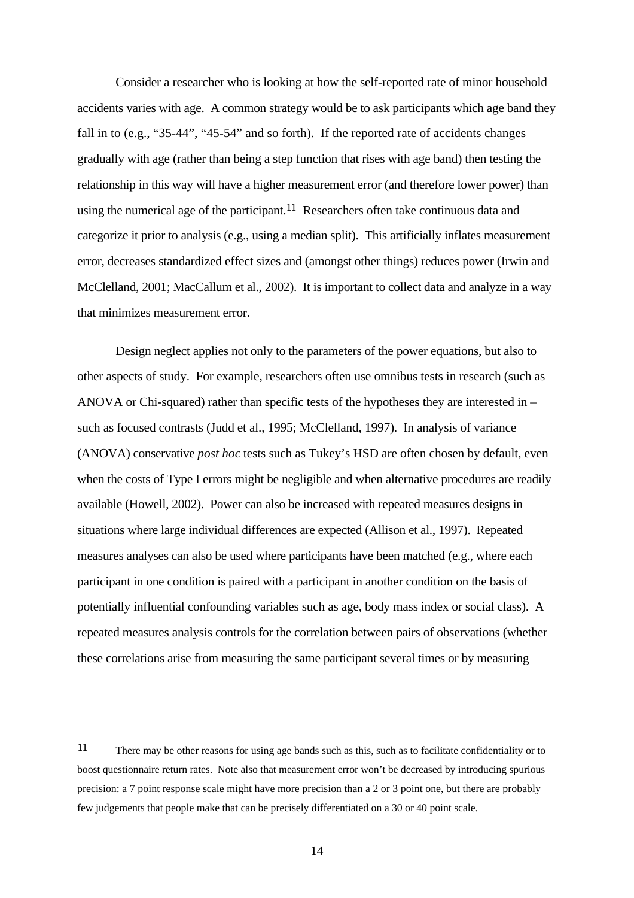Consider a researcher who is looking at how the self-reported rate of minor household accidents varies with age. A common strategy would be to ask participants which age band they fall in to (e.g., “35-44”, “45-54” and so forth). If the reported rate of accidents changes gradually with age (rather than being a step function that rises with age band) then testing the relationship in this way will have a higher measurement error (and therefore lower power) than using the numerical age of the participant.[11] Researchers often take continuous data and categorize it prior to analysis (e.g., using a median split). This artificially inflates measurement error, decreases standardized effect sizes and (amongst other things) reduces power (Irwin and McClelland, 2001; MacCallum et al., 2002). It is important to collect data and analyze in a way that minimizes measurement error.

Design neglect applies not only to the parameters of the power equations, but also to other aspects of study. For example, researchers often use omnibus tests in research (such as ANOVA or Chi-squared) rather than specific tests of the hypotheses they are interested in – such as focused contrasts (Judd et al., 1995; McClelland, 1997). In analysis of variance (ANOVA) conservative *post hoc* tests such as Tukey’s HSD are often chosen by default, even when the costs of Type I errors might be negligible and when alternative procedures are readily available (Howell, 2002). Power can also be increased with repeated measures designs in situations where large individual differences are expected (Allison et al., 1997). Repeated measures analyses can also be used where participants have been matched (e.g., where each participant in one condition is paired with a participant in another condition on the basis of potentially influential confounding variables such as age, body mass index or social class). A repeated measures analysis controls for the correlation between pairs of observations (whether these correlations arise from measuring the same participant several times or by measuring

---

[11] There may be other reasons for using age bands such as this, such as to facilitate confidentiality or to boost questionnaire return rates. Note also that measurement error won’t be decreased by introducing spurious precision: a 7 point response scale might have more precision than a 2 or 3 point one, but there are probably few judgements that people make that can be precisely differentiated on a 30 or 40 point scale.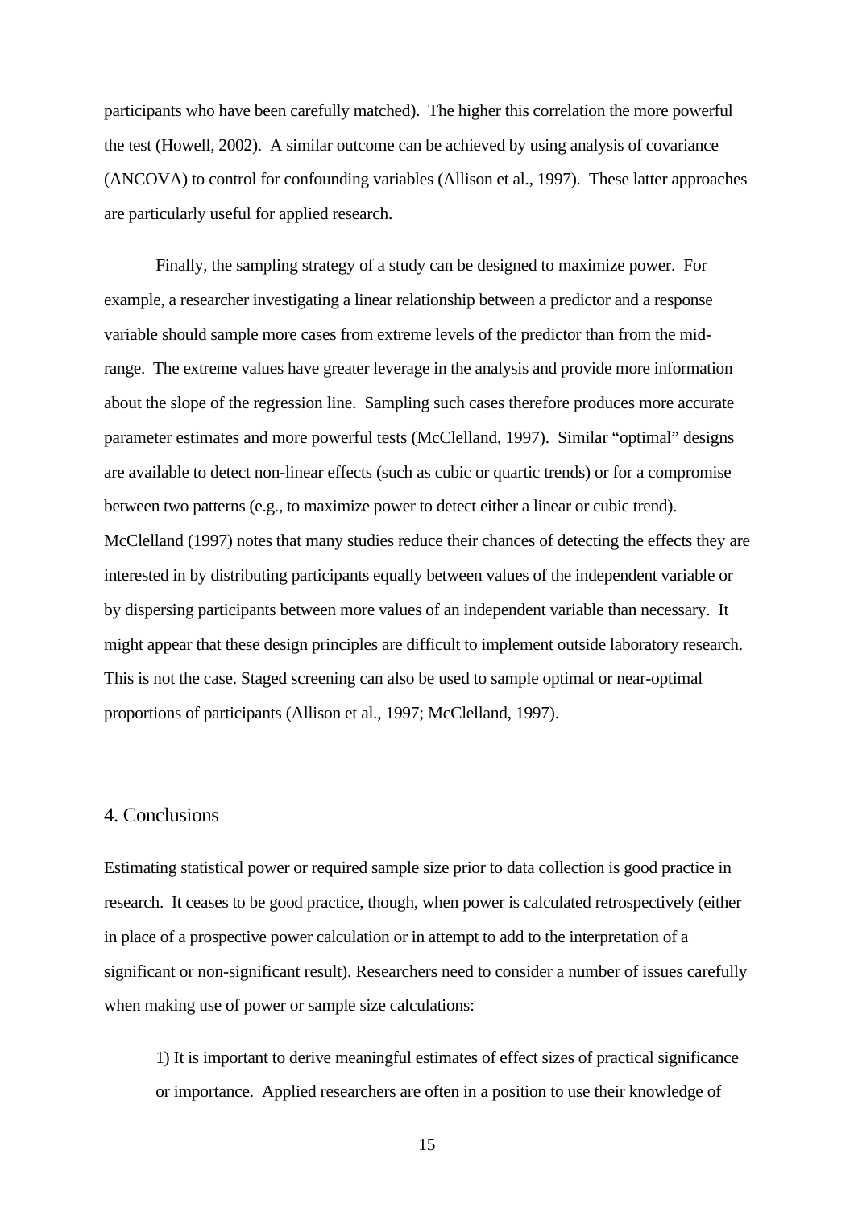participants who have been carefully matched). The higher this correlation the more powerful the test (Howell, 2002). A similar outcome can be achieved by using analysis of covariance (ANCOVA) to control for confounding variables (Allison et al., 1997). These latter approaches are particularly useful for applied research.

Finally, the sampling strategy of a study can be designed to maximize power. For example, a researcher investigating a linear relationship between a predictor and a response variable should sample more cases from extreme levels of the predictor than from the mid-range. The extreme values have greater leverage in the analysis and provide more information about the slope of the regression line. Sampling such cases therefore produces more accurate parameter estimates and more powerful tests (McClelland, 1997). Similar "optimal" designs are available to detect non-linear effects (such as cubic or quartic trends) or for a compromise between two patterns (e.g., to maximize power to detect either a linear or cubic trend). McClelland (1997) notes that many studies reduce their chances of detecting the effects they are interested in by distributing participants equally between values of the independent variable or by dispersing participants between more values of an independent variable than necessary. It might appear that these design principles are difficult to implement outside laboratory research. This is not the case. Staged screening can also be used to sample optimal or near-optimal proportions of participants (Allison et al., 1997; McClelland, 1997).

## 4. Conclusions

Estimating statistical power or required sample size prior to data collection is good practice in research. It ceases to be good practice, though, when power is calculated retrospectively (either in place of a prospective power calculation or in attempt to add to the interpretation of a significant or non-significant result). Researchers need to consider a number of issues carefully when making use of power or sample size calculations:

1) It is important to derive meaningful estimates of effect sizes of practical significance or importance. Applied researchers are often in a position to use their knowledge of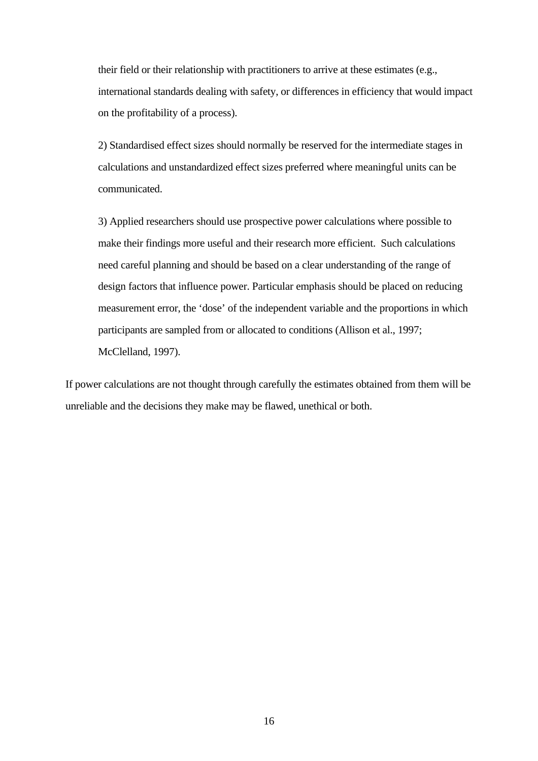their field or their relationship with practitioners to arrive at these estimates (e.g., international standards dealing with safety, or differences in efficiency that would impact on the profitability of a process).

2) Standardised effect sizes should normally be reserved for the intermediate stages in calculations and unstandardized effect sizes preferred where meaningful units can be communicated.

3) Applied researchers should use prospective power calculations where possible to make their findings more useful and their research more efficient. Such calculations need careful planning and should be based on a clear understanding of the range of design factors that influence power. Particular emphasis should be placed on reducing measurement error, the 'dose' of the independent variable and the proportions in which participants are sampled from or allocated to conditions (Allison et al., 1997; McClelland, 1997).

If power calculations are not thought through carefully the estimates obtained from them will be unreliable and the decisions they make may be flawed, unethical or both.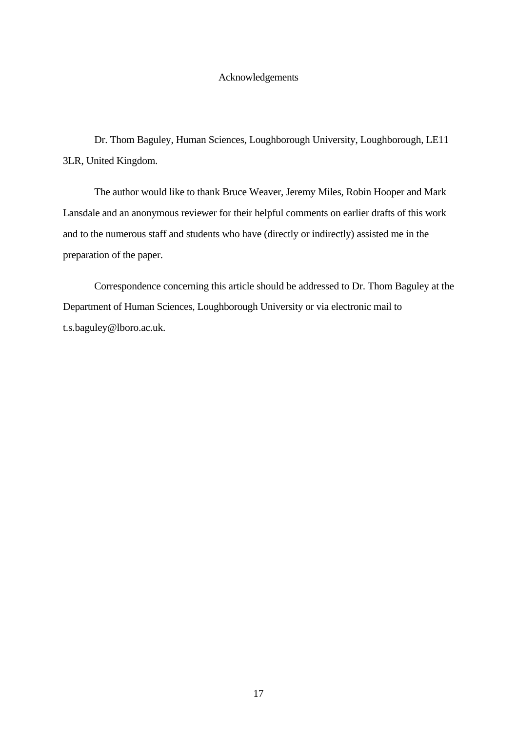# Acknowledgements

Dr. Thom Baguley, Human Sciences, Loughborough University, Loughborough, LE11 3LR, United Kingdom.

The author would like to thank Bruce Weaver, Jeremy Miles, Robin Hooper and Mark Lansdale and an anonymous reviewer for their helpful comments on earlier drafts of this work and to the numerous staff and students who have (directly or indirectly) assisted me in the preparation of the paper.

Correspondence concerning this article should be addressed to Dr. Thom Baguley at the Department of Human Sciences, Loughborough University or via electronic mail to t.s.baguley@lboro.ac.uk.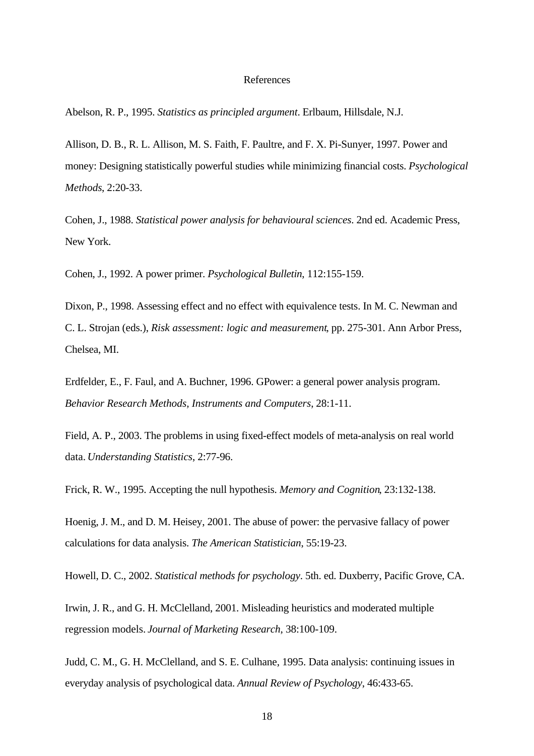# References

Abelson, R. P., 1995. *Statistics as principled argument*. Erlbaum, Hillsdale, N.J.

Allison, D. B., R. L. Allison, M. S. Faith, F. Paultre, and F. X. Pi-Sunyer, 1997. Power and money: Designing statistically powerful studies while minimizing financial costs. *Psychological Methods*, 2:20-33.

Cohen, J., 1988. *Statistical power analysis for behavioural sciences*. 2nd ed. Academic Press, New York.

Cohen, J., 1992. A power primer. *Psychological Bulletin*, 112:155-159.

Dixon, P., 1998. Assessing effect and no effect with equivalence tests. In M. C. Newman and C. L. Strojan (eds.), *Risk assessment: logic and measurement*, pp. 275-301. Ann Arbor Press, Chelsea, MI.

Erdfelder, E., F. Faul, and A. Buchner, 1996. GPower: a general power analysis program. *Behavior Research Methods, Instruments and Computers*, 28:1-11.

Field, A. P., 2003. The problems in using fixed-effect models of meta-analysis on real world data. *Understanding Statistics*, 2:77-96.

Frick, R. W., 1995. Accepting the null hypothesis. *Memory and Cognition*, 23:132-138.

Hoenig, J. M., and D. M. Heisey, 2001. The abuse of power: the pervasive fallacy of power calculations for data analysis. *The American Statistician*, 55:19-23.

Howell, D. C., 2002. *Statistical methods for psychology*. 5th. ed. Duxberry, Pacific Grove, CA.

Irwin, J. R., and G. H. McClelland, 2001. Misleading heuristics and moderated multiple regression models. *Journal of Marketing Research*, 38:100-109.

Judd, C. M., G. H. McClelland, and S. E. Culhane, 1995. Data analysis: continuing issues in everyday analysis of psychological data. *Annual Review of Psychology*, 46:433-65.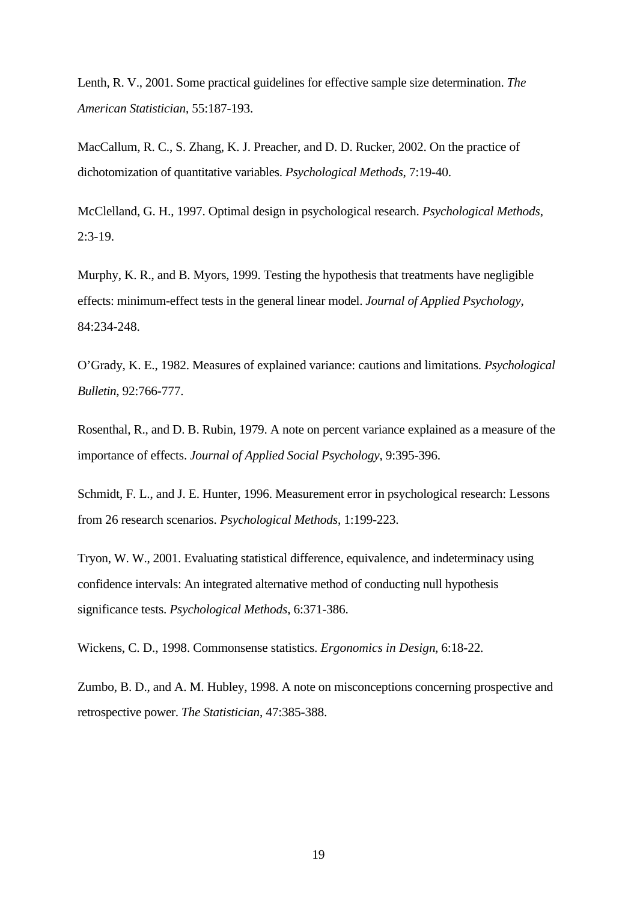Lenth, R. V., 2001. Some practical guidelines for effective sample size determination. *The American Statistician*, 55:187-193.

MacCallum, R. C., S. Zhang, K. J. Preacher, and D. D. Rucker, 2002. On the practice of dichotomization of quantitative variables. *Psychological Methods*, 7:19-40.

McClelland, G. H., 1997. Optimal design in psychological research. *Psychological Methods*, 2:3-19.

Murphy, K. R., and B. Myors, 1999. Testing the hypothesis that treatments have negligible effects: minimum-effect tests in the general linear model. *Journal of Applied Psychology*, 84:234-248.

O'Grady, K. E., 1982. Measures of explained variance: cautions and limitations. *Psychological Bulletin*, 92:766-777.

Rosenthal, R., and D. B. Rubin, 1979. A note on percent variance explained as a measure of the importance of effects. *Journal of Applied Social Psychology*, 9:395-396.

Schmidt, F. L., and J. E. Hunter, 1996. Measurement error in psychological research: Lessons from 26 research scenarios. *Psychological Methods*, 1:199-223.

Tryon, W. W., 2001. Evaluating statistical difference, equivalence, and indeterminacy using confidence intervals: An integrated alternative method of conducting null hypothesis significance tests. *Psychological Methods*, 6:371-386.

Wickens, C. D., 1998. Commonsense statistics. *Ergonomics in Design*, 6:18-22.

Zumbo, B. D., and A. M. Hubley, 1998. A note on misconceptions concerning prospective and retrospective power. *The Statistician*, 47:385-388.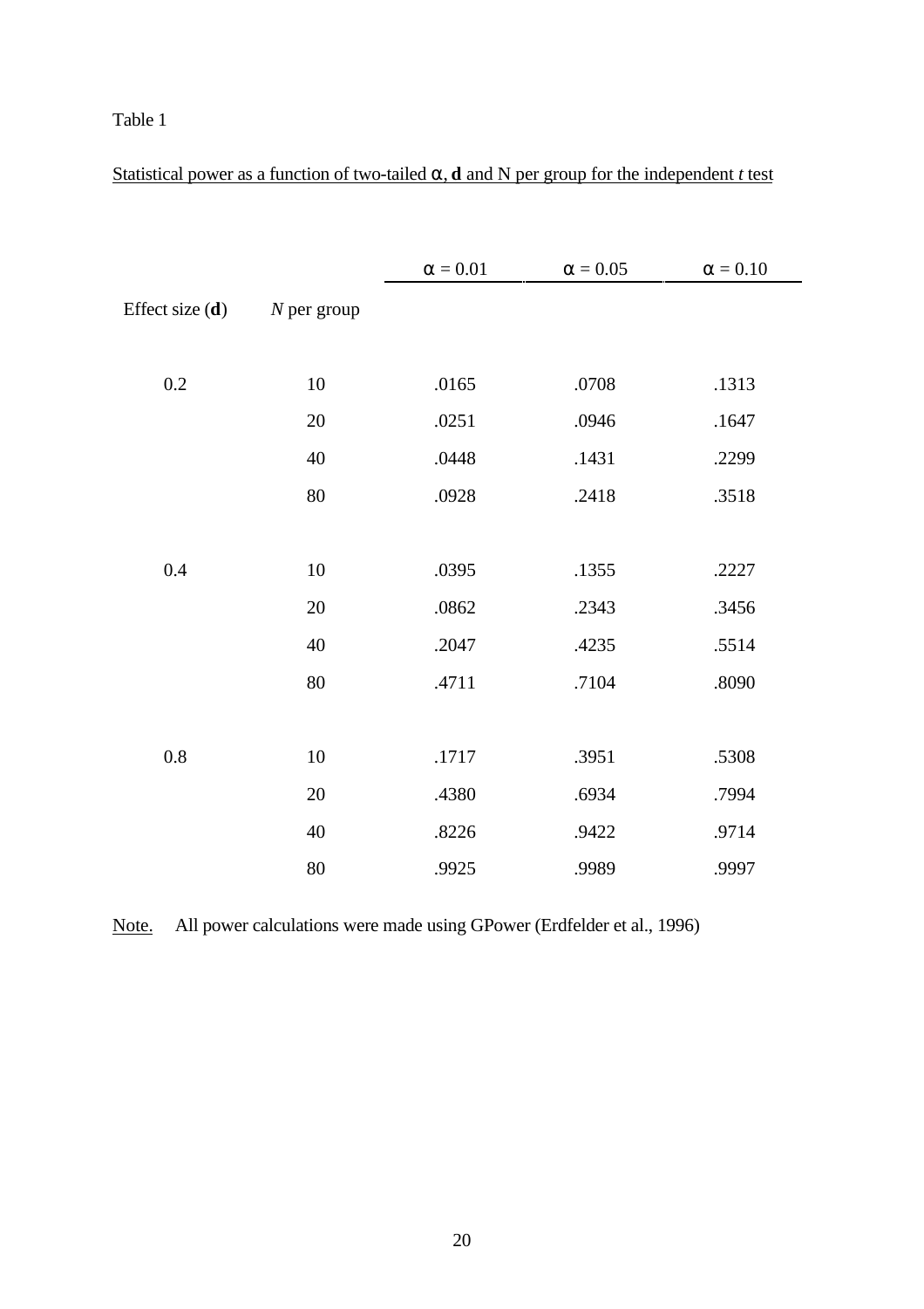Table 1

Statistical power as a function of two-tailed α, **d** and N per group for the independent *t* test

| Effect size (**d**) | *N* per group | α = 0.01 | α = 0.05 | α = 0.10 |
|---|---|---|---|---|
| 0.2 | 10 | .0165 | .0708 | .1313 |
| | 20 | .0251 | .0946 | .1647 |
| | 40 | .0448 | .1431 | .2299 |
| | 80 | .0928 | .2418 | .3518 |
| 0.4 | 10 | .0395 | .1355 | .2227 |
| | 20 | .0862 | .2343 | .3456 |
| | 40 | .2047 | .4235 | .5514 |
| | 80 | .4711 | .7104 | .8090 |
| 0.8 | 10 | .1717 | .3951 | .5308 |
| | 20 | .4380 | .6934 | .7994 |
| | 40 | .8226 | .9422 | .9714 |
| | 80 | .9925 | .9989 | .9997 |

Note. All power calculations were made using GPower (Erdfelder et al., 1996)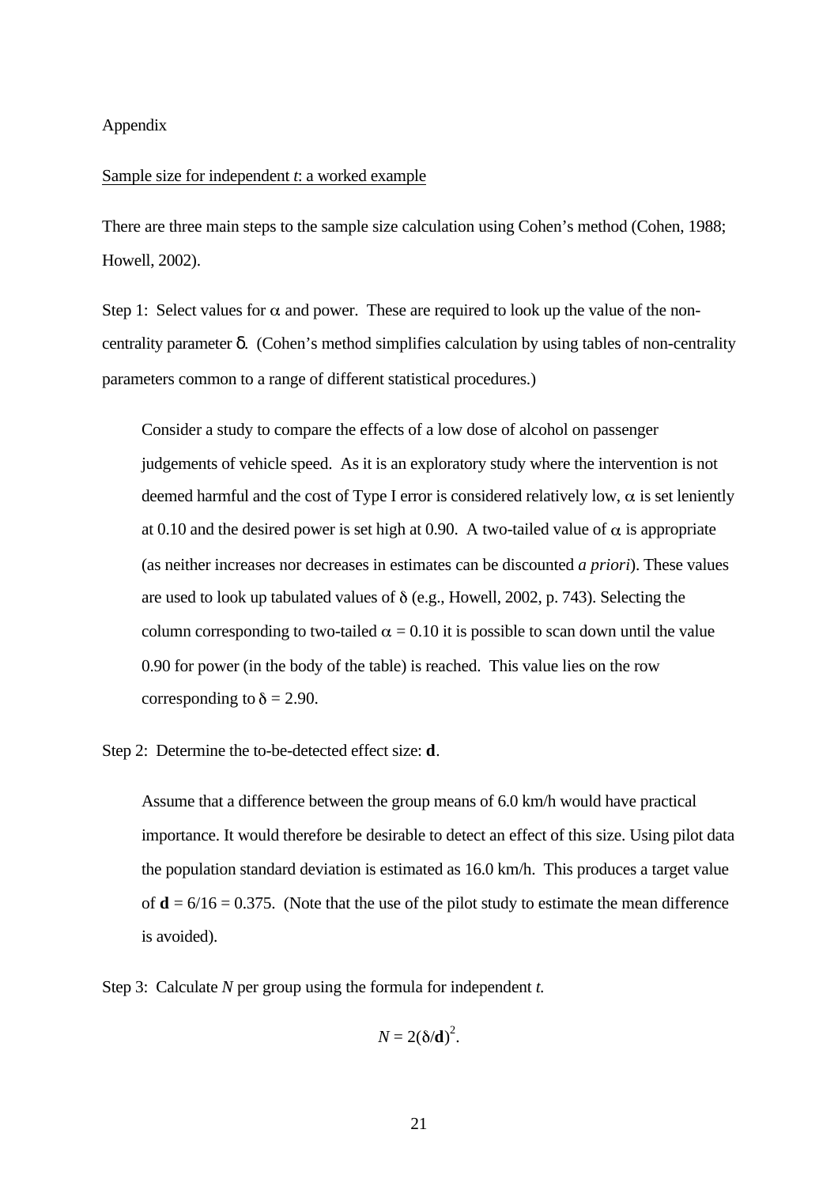Appendix

Sample size for independent *t*: a worked example

There are three main steps to the sample size calculation using Cohen's method (Cohen, 1988; Howell, 2002).

Step 1: Select values for $\alpha$ and power. These are required to look up the value of the non-centrality parameter $\delta$. (Cohen's method simplifies calculation by using tables of non-centrality parameters common to a range of different statistical procedures.)

> Consider a study to compare the effects of a low dose of alcohol on passenger judgements of vehicle speed. As it is an exploratory study where the intervention is not deemed harmful and the cost of Type I error is considered relatively low, $\alpha$ is set leniently at 0.10 and the desired power is set high at 0.90. A two-tailed value of $\alpha$ is appropriate (as neither increases nor decreases in estimates can be discounted *a priori*). These values are used to look up tabulated values of $\delta$ (e.g., Howell, 2002, p. 743). Selecting the column corresponding to two-tailed $\alpha = 0.10$ it is possible to scan down until the value 0.90 for power (in the body of the table) is reached. This value lies on the row corresponding to $\delta = 2.90$.

Step 2: Determine the to-be-detected effect size: $\mathbf{d}$.

> Assume that a difference between the group means of 6.0 km/h would have practical importance. It would therefore be desirable to detect an effect of this size. Using pilot data the population standard deviation is estimated as 16.0 km/h. This produces a target value of $\mathbf{d} = 6/16 = 0.375$. (Note that the use of the pilot study to estimate the mean difference is avoided).

Step 3: Calculate *N* per group using the formula for independent *t*.

$$N = 2(\delta/\mathbf{d})^2.$$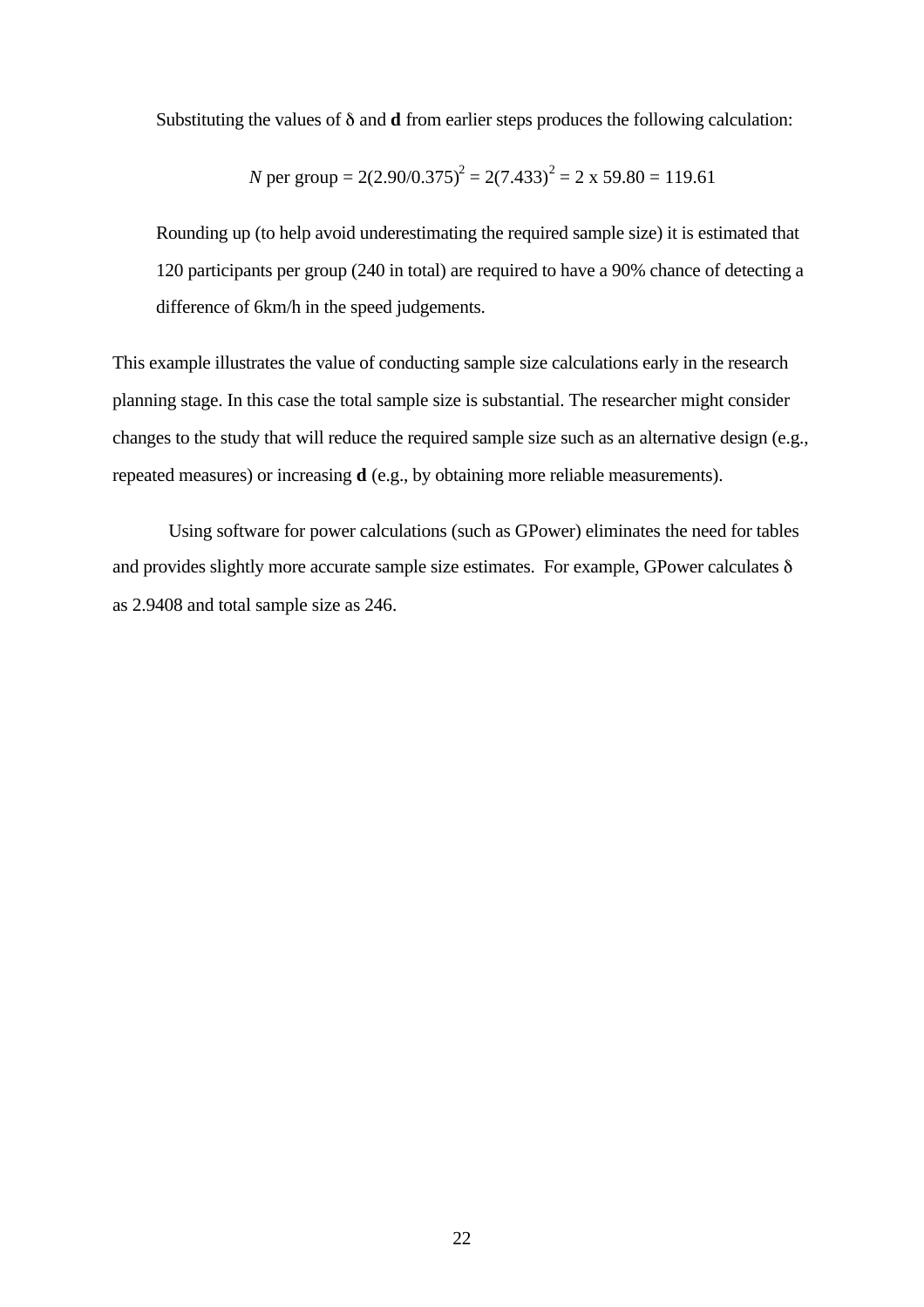Substituting the values of $\delta$ and **d** from earlier steps produces the following calculation:

$$N \text{ per group} = 2(2.90/0.375)^2 = 2(7.433)^2 = 2 \times 59.80 = 119.61$$

Rounding up (to help avoid underestimating the required sample size) it is estimated that 120 participants per group (240 in total) are required to have a 90% chance of detecting a difference of 6km/h in the speed judgements.

This example illustrates the value of conducting sample size calculations early in the research planning stage. In this case the total sample size is substantial. The researcher might consider changes to the study that will reduce the required sample size such as an alternative design (e.g., repeated measures) or increasing **d** (e.g., by obtaining more reliable measurements).

Using software for power calculations (such as GPower) eliminates the need for tables and provides slightly more accurate sample size estimates. For example, GPower calculates $\delta$ as 2.9408 and total sample size as 246.